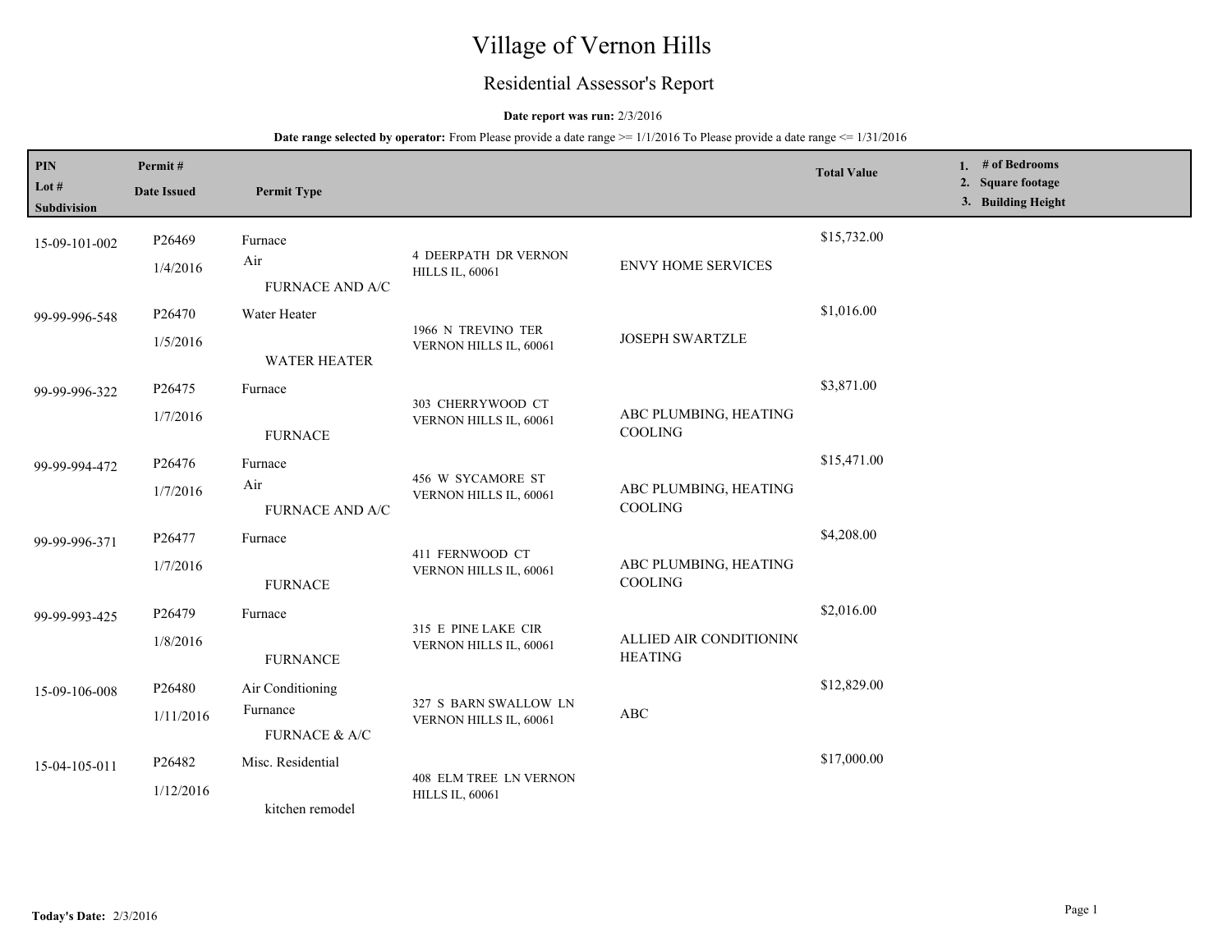# Village of Vernon Hills

## Residential Assessor's Report

**Date report was run:** 2/3/2016

**Date range selected by operator:** From Please provide a date range >= 1/1/2016 To Please provide a date range <= 1/31/2016

| PIN / Lot # / Subdivision | Permit # / Date Issued | Permit Type | Address | Contractor | Total Value | 1. # of Bedrooms 2. Square footage 3. Building Height |
|---|---|---|---|---|---|---|
| 15-09-101-002 | P26469 1/4/2016 | Furnace Air FURNACE AND A/C | 4 DEERPATH DR VERNON HILLS IL, 60061 | ENVY HOME SERVICES | $15,732.00 | |
| 99-99-996-548 | P26470 1/5/2016 | Water Heater WATER HEATER | 1966 N TREVINO TER VERNON HILLS IL, 60061 | JOSEPH SWARTZLE | $1,016.00 | |
| 99-99-996-322 | P26475 1/7/2016 | Furnace FURNACE | 303 CHERRYWOOD CT VERNON HILLS IL, 60061 | ABC PLUMBING, HEATING COOLING | $3,871.00 | |
| 99-99-994-472 | P26476 1/7/2016 | Furnace Air FURNACE AND A/C | 456 W SYCAMORE ST VERNON HILLS IL, 60061 | ABC PLUMBING, HEATING COOLING | $15,471.00 | |
| 99-99-996-371 | P26477 1/7/2016 | Furnace FURNACE | 411 FERNWOOD CT VERNON HILLS IL, 60061 | ABC PLUMBING, HEATING COOLING | $4,208.00 | |
| 99-99-993-425 | P26479 1/8/2016 | Furnace FURNANCE | 315 E PINE LAKE CIR VERNON HILLS IL, 60061 | ALLIED AIR CONDITIONING HEATING | $2,016.00 | |
| 15-09-106-008 | P26480 1/11/2016 | Air Conditioning Furnance FURNACE & A/C | 327 S BARN SWALLOW LN VERNON HILLS IL, 60061 | ABC | $12,829.00 | |
| 15-04-105-011 | P26482 1/12/2016 | Misc. Residential kitchen remodel | 408 ELM TREE LN VERNON HILLS IL, 60061 | | $17,000.00 | |

**Today's Date:** 2/3/2016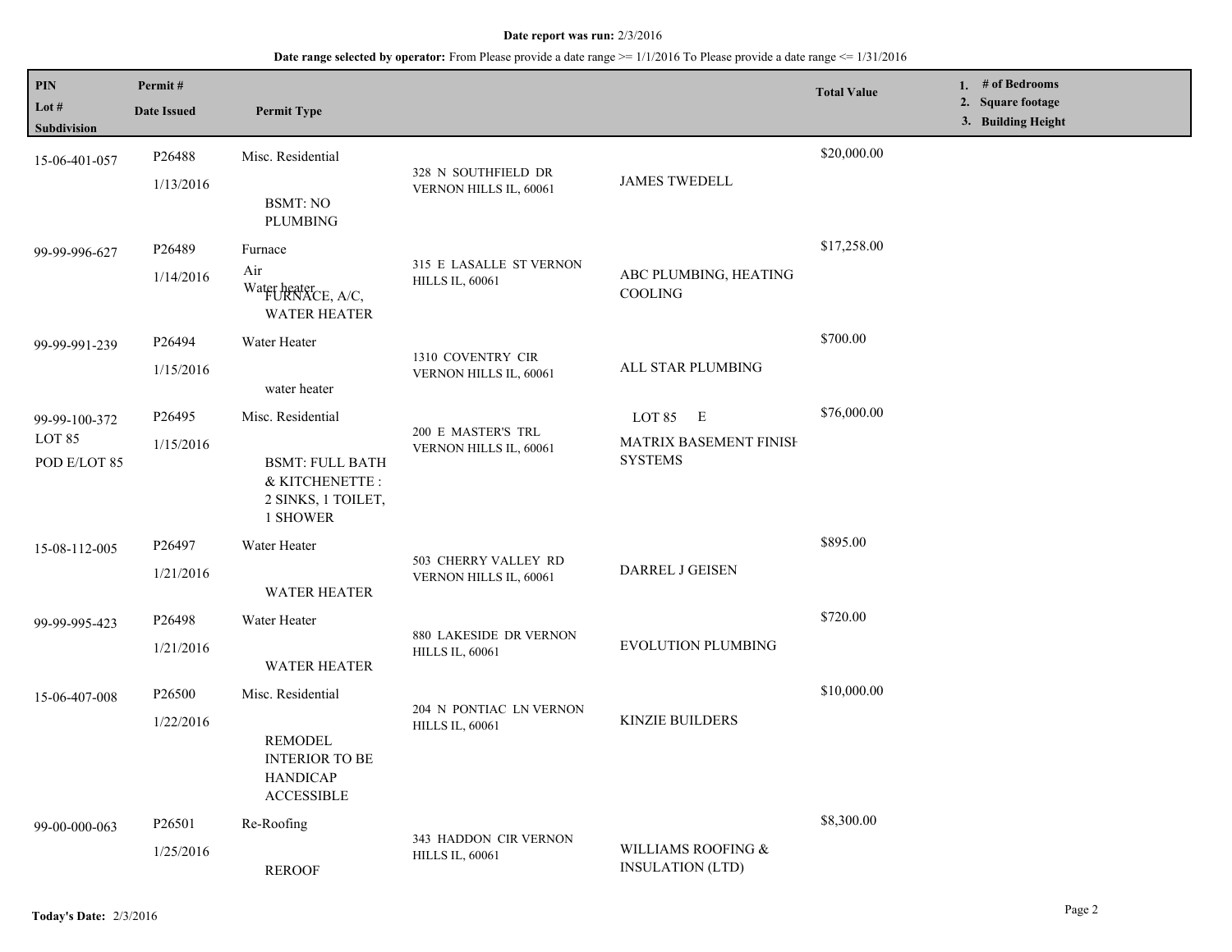**Date report was run:** 2/3/2016

**Date range selected by operator:** From Please provide a date range >= 1/1/2016 To Please provide a date range <= 1/31/2016

| PIN<br>Lot #<br>Subdivision | Permit #<br>Date Issued | Permit Type | | | Total Value | 1. # of Bedrooms<br>2. Square footage<br>3. Building Height |
|---|---|---|---|---|---|---|
| 15-06-401-057 | P26488<br>1/13/2016 | Misc. Residential<br>BSMT: NO PLUMBING | 328 N SOUTHFIELD DR VERNON HILLS IL, 60061 | JAMES TWEDELL | $20,000.00 | |
| 99-99-996-627 | P26489<br>1/14/2016 | Furnace<br>Air<br>Water heater<br>FURNACE, A/C, WATER HEATER | 315 E LASALLE ST VERNON HILLS IL, 60061 | ABC PLUMBING, HEATING COOLING | $17,258.00 | |
| 99-99-991-239 | P26494<br>1/15/2016 | Water Heater<br>water heater | 1310 COVENTRY CIR VERNON HILLS IL, 60061 | ALL STAR PLUMBING | $700.00 | |
| 99-99-100-372<br>LOT 85<br>POD E/LOT 85 | P26495<br>1/15/2016 | Misc. Residential<br>BSMT: FULL BATH & KITCHENETTE : 2 SINKS, 1 TOILET, 1 SHOWER | 200 E MASTER'S TRL VERNON HILLS IL, 60061 | LOT 85 E<br>MATRIX BASEMENT FINISH SYSTEMS | $76,000.00 | |
| 15-08-112-005 | P26497<br>1/21/2016 | Water Heater<br>WATER HEATER | 503 CHERRY VALLEY RD VERNON HILLS IL, 60061 | DARREL J GEISEN | $895.00 | |
| 99-99-995-423 | P26498<br>1/21/2016 | Water Heater<br>WATER HEATER | 880 LAKESIDE DR VERNON HILLS IL, 60061 | EVOLUTION PLUMBING | $720.00 | |
| 15-06-407-008 | P26500<br>1/22/2016 | Misc. Residential<br>REMODEL INTERIOR TO BE HANDICAP ACCESSIBLE | 204 N PONTIAC LN VERNON HILLS IL, 60061 | KINZIE BUILDERS | $10,000.00 | |
| 99-00-000-063 | P26501<br>1/25/2016 | Re-Roofing<br>REROOF | 343 HADDON CIR VERNON HILLS IL, 60061 | WILLIAMS ROOFING & INSULATION (LTD) | $8,300.00 | |

**Today's Date:** 2/3/2016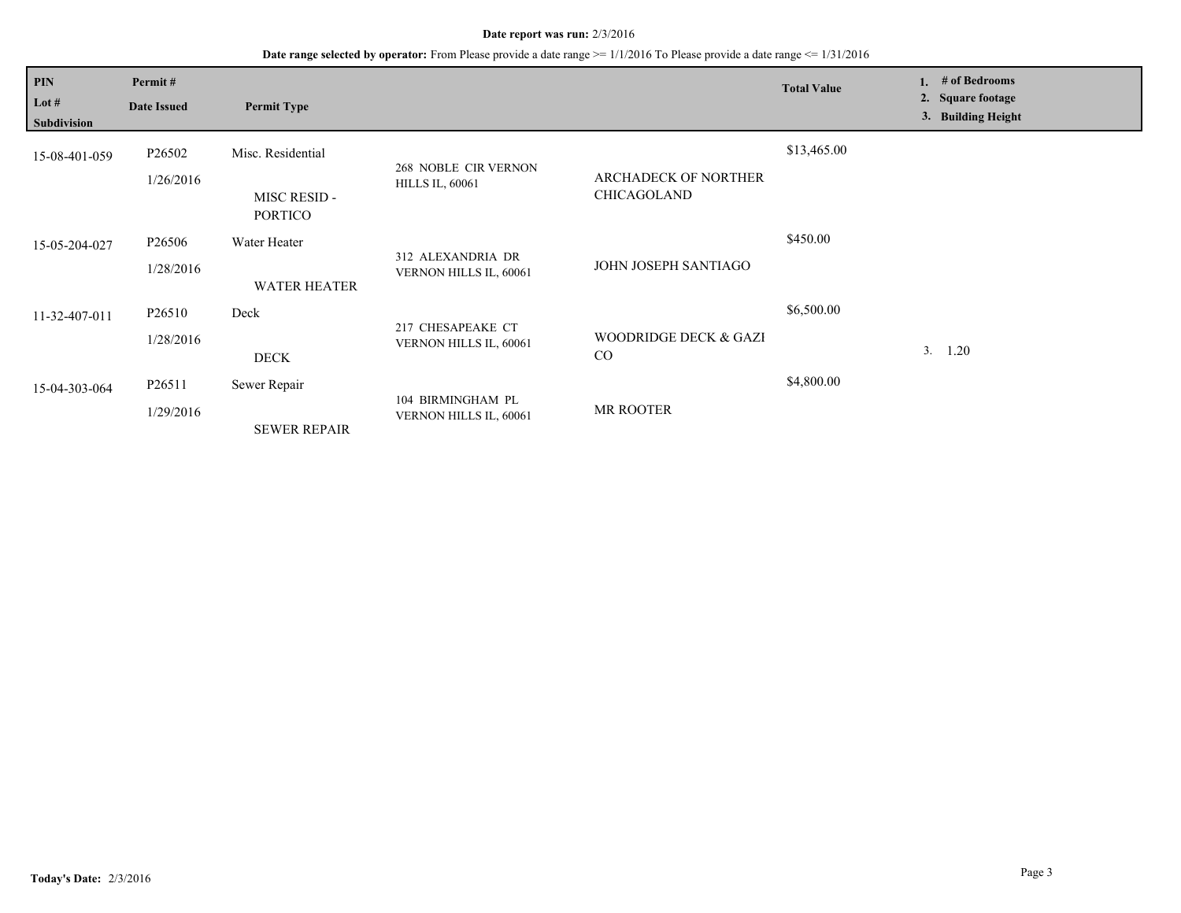**Date report was run:** 2/3/2016

**Date range selected by operator:** From Please provide a date range >= 1/1/2016 To Please provide a date range <= 1/31/2016

| PIN<br>Lot #<br>Subdivision | Permit #<br>Date Issued | Permit Type | | | Total Value | 1. # of Bedrooms<br>2. Square footage<br>3. Building Height |
|---|---|---|---|---|---|---|
| 15-08-401-059 | P26502<br>1/26/2016 | Misc. Residential<br>MISC RESID - PORTICO | 268 NOBLE CIR VERNON HILLS IL, 60061 | ARCHADECK OF NORTHER CHICAGOLAND | $13,465.00 | |
| 15-05-204-027 | P26506<br>1/28/2016 | Water Heater<br>WATER HEATER | 312 ALEXANDRIA DR VERNON HILLS IL, 60061 | JOHN JOSEPH SANTIAGO | $450.00 | |
| 11-32-407-011 | P26510<br>1/28/2016 | Deck<br>DECK | 217 CHESAPEAKE CT VERNON HILLS IL, 60061 | WOODRIDGE DECK & GAZI CO | $6,500.00 | 3. 1.20 |
| 15-04-303-064 | P26511<br>1/29/2016 | Sewer Repair<br>SEWER REPAIR | 104 BIRMINGHAM PL VERNON HILLS IL, 60061 | MR ROOTER | $4,800.00 | |

**Today's Date:** 2/3/2016